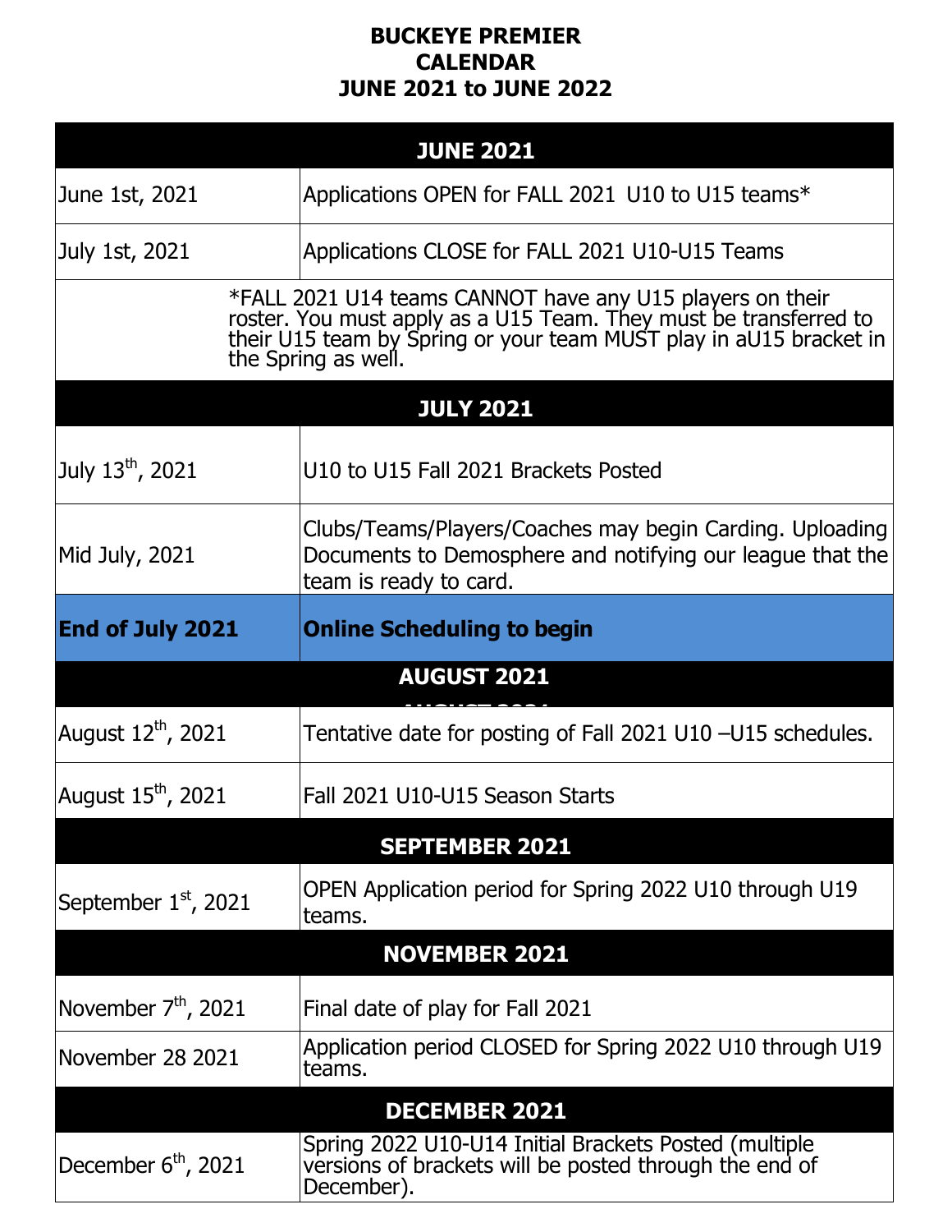# BUCKEYE PREMIER CALENDAR JUNE 2021 to JUNE 2022

| **JUNE 2021** | |
|---|---|
| June 1st, 2021 | Applications OPEN for FALL 2021 U10 to U15 teams* |
| July 1st, 2021 | Applications CLOSE for FALL 2021 U10-U15 Teams |
| *FALL 2021 U14 teams CANNOT have any U15 players on their roster. You must apply as a U15 Team. They must be transferred to their U15 team by Spring or your team MUST play in aU15 bracket in the Spring as well. | |
| **JULY 2021** | |
| July 13th, 2021 | U10 to U15 Fall 2021 Brackets Posted |
| Mid July, 2021 | Clubs/Teams/Players/Coaches may begin Carding. Uploading Documents to Demosphere and notifying our league that the team is ready to card. |
| **End of July 2021** | **Online Scheduling to begin** |
| **AUGUST 2021** | |
| August 12th, 2021 | Tentative date for posting of Fall 2021 U10 –U15 schedules. |
| August 15th, 2021 | Fall 2021 U10-U15 Season Starts |
| **SEPTEMBER 2021** | |
| September 1st, 2021 | OPEN Application period for Spring 2022 U10 through U19 teams. |
| **NOVEMBER 2021** | |
| November 7th, 2021 | Final date of play for Fall 2021 |
| November 28 2021 | Application period CLOSED for Spring 2022 U10 through U19 teams. |
| **DECEMBER 2021** | |
| December 6th, 2021 | Spring 2022 U10-U14 Initial Brackets Posted (multiple versions of brackets will be posted through the end of December). |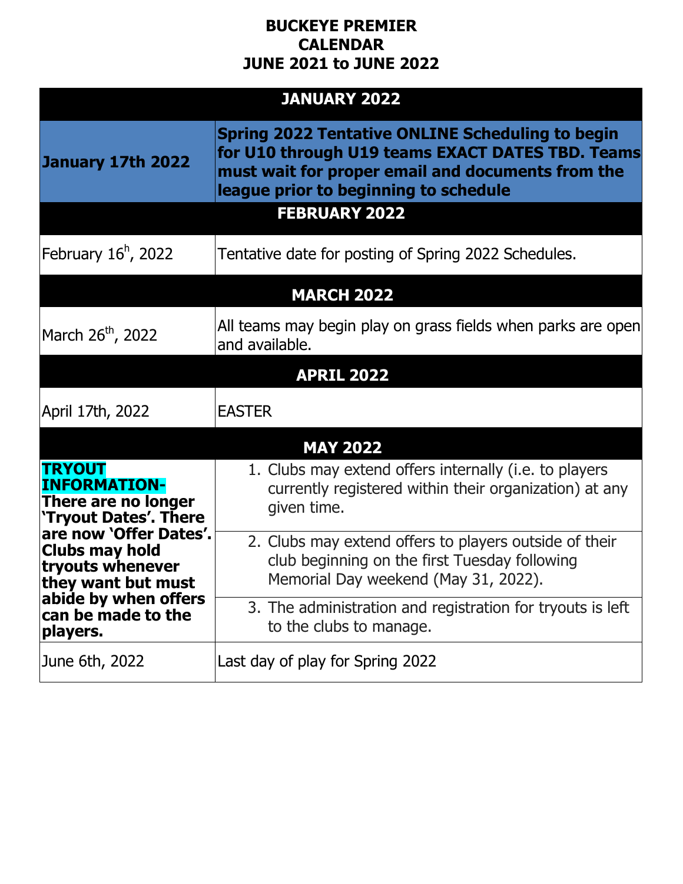**BUCKEYE PREMIER**
**CALENDAR**
**JUNE 2021 to JUNE 2022**

| | |
|---|---|
| **JANUARY 2022** | |
| **January 17th 2022** | **Spring 2022 Tentative ONLINE Scheduling to begin for U10 through U19 teams EXACT DATES TBD. Teams must wait for proper email and documents from the league prior to beginning to schedule** |
| **FEBRUARY 2022** | |
| February 16h, 2022 | Tentative date for posting of Spring 2022 Schedules. |
| **MARCH 2022** | |
| March 26th, 2022 | All teams may begin play on grass fields when parks are open and available. |
| **APRIL 2022** | |
| April 17th, 2022 | EASTER |
| **MAY 2022** | |
| **TRYOUT INFORMATION- There are no longer 'Tryout Dates'. There are now 'Offer Dates'. Clubs may hold tryouts whenever they want but must abide by when offers can be made to the players.** | 1. Clubs may extend offers internally (i.e. to players currently registered within their organization) at any given time. |
| | 2. Clubs may extend offers to players outside of their club beginning on the first Tuesday following Memorial Day weekend (May 31, 2022). |
| | 3. The administration and registration for tryouts is left to the clubs to manage. |
| June 6th, 2022 | Last day of play for Spring 2022 |